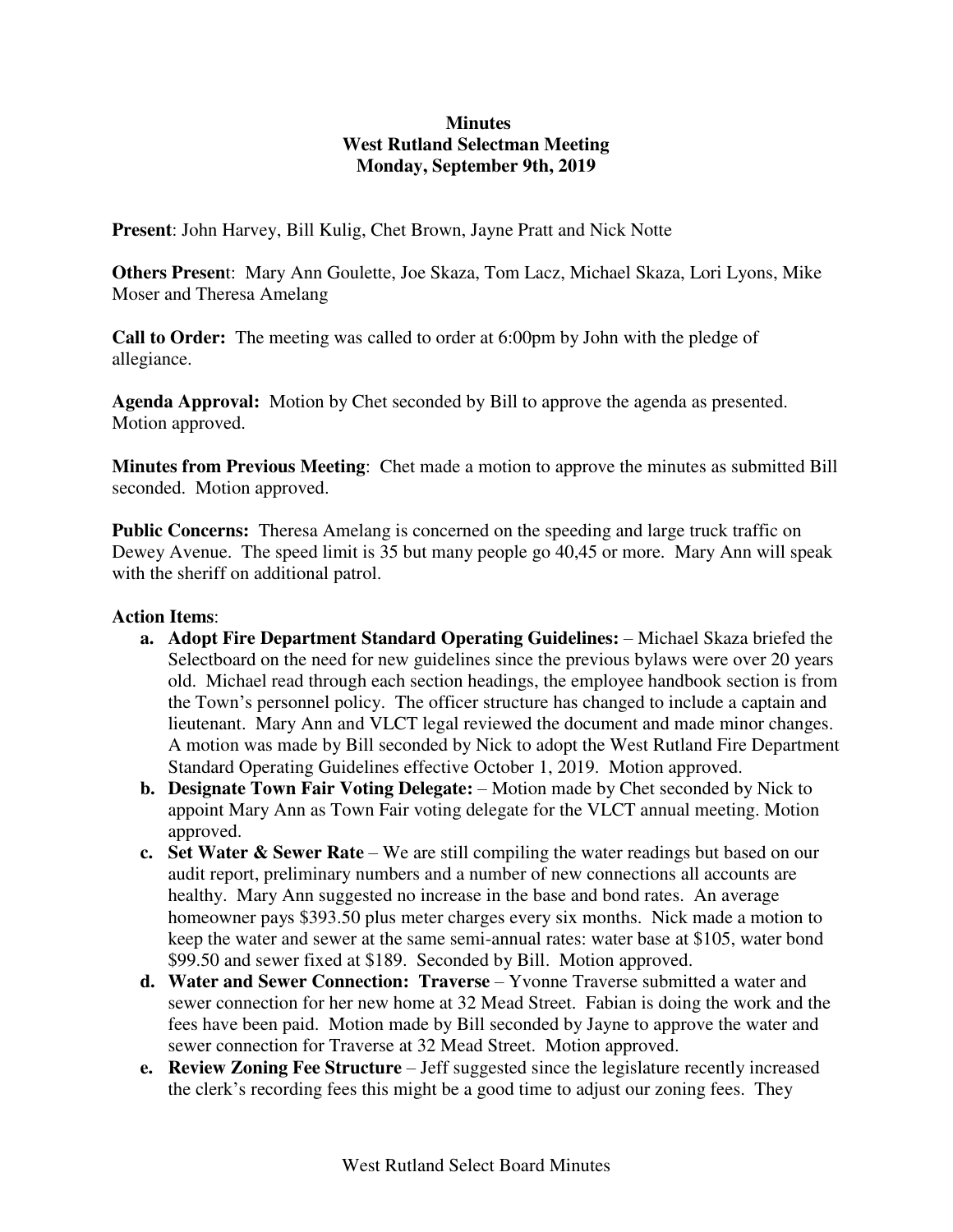**Minutes**
**West Rutland Selectman Meeting**
**Monday, September 9th, 2019**

**Present**: John Harvey, Bill Kulig, Chet Brown, Jayne Pratt and Nick Notte

**Others Presen**t: Mary Ann Goulette, Joe Skaza, Tom Lacz, Michael Skaza, Lori Lyons, Mike Moser and Theresa Amelang

**Call to Order:** The meeting was called to order at 6:00pm by John with the pledge of allegiance.

**Agenda Approval:** Motion by Chet seconded by Bill to approve the agenda as presented. Motion approved.

**Minutes from Previous Meeting**: Chet made a motion to approve the minutes as submitted Bill seconded. Motion approved.

**Public Concerns:** Theresa Amelang is concerned on the speeding and large truck traffic on Dewey Avenue. The speed limit is 35 but many people go 40,45 or more. Mary Ann will speak with the sheriff on additional patrol.

**Action Items**:

a. **Adopt Fire Department Standard Operating Guidelines:** – Michael Skaza briefed the Selectboard on the need for new guidelines since the previous bylaws were over 20 years old. Michael read through each section headings, the employee handbook section is from the Town's personnel policy. The officer structure has changed to include a captain and lieutenant. Mary Ann and VLCT legal reviewed the document and made minor changes. A motion was made by Bill seconded by Nick to adopt the West Rutland Fire Department Standard Operating Guidelines effective October 1, 2019. Motion approved.
b. **Designate Town Fair Voting Delegate:** – Motion made by Chet seconded by Nick to appoint Mary Ann as Town Fair voting delegate for the VLCT annual meeting. Motion approved.
c. **Set Water & Sewer Rate** – We are still compiling the water readings but based on our audit report, preliminary numbers and a number of new connections all accounts are healthy. Mary Ann suggested no increase in the base and bond rates. An average homeowner pays $393.50 plus meter charges every six months. Nick made a motion to keep the water and sewer at the same semi-annual rates: water base at $105, water bond $99.50 and sewer fixed at $189. Seconded by Bill. Motion approved.
d. **Water and Sewer Connection: Traverse** – Yvonne Traverse submitted a water and sewer connection for her new home at 32 Mead Street. Fabian is doing the work and the fees have been paid. Motion made by Bill seconded by Jayne to approve the water and sewer connection for Traverse at 32 Mead Street. Motion approved.
e. **Review Zoning Fee Structure** – Jeff suggested since the legislature recently increased the clerk's recording fees this might be a good time to adjust our zoning fees. They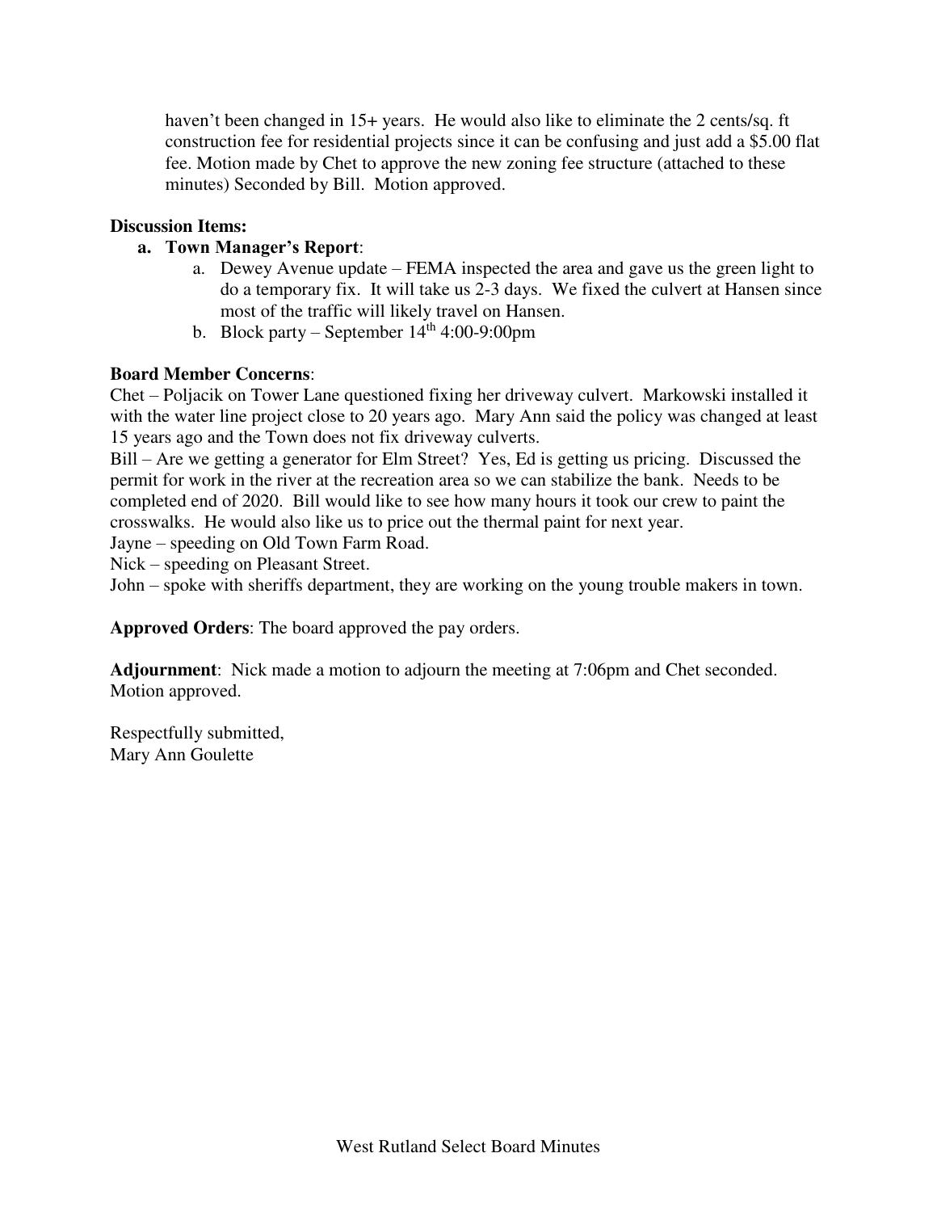haven't been changed in 15+ years. He would also like to eliminate the 2 cents/sq. ft construction fee for residential projects since it can be confusing and just add a $5.00 flat fee. Motion made by Chet to approve the new zoning fee structure (attached to these minutes) Seconded by Bill. Motion approved.

**Discussion Items:**

**a. Town Manager's Report**:

a. Dewey Avenue update – FEMA inspected the area and gave us the green light to do a temporary fix. It will take us 2-3 days. We fixed the culvert at Hansen since most of the traffic will likely travel on Hansen.

b. Block party – September 14th 4:00-9:00pm

**Board Member Concerns**:

Chet – Poljacik on Tower Lane questioned fixing her driveway culvert. Markowski installed it with the water line project close to 20 years ago. Mary Ann said the policy was changed at least 15 years ago and the Town does not fix driveway culverts.

Bill – Are we getting a generator for Elm Street? Yes, Ed is getting us pricing. Discussed the permit for work in the river at the recreation area so we can stabilize the bank. Needs to be completed end of 2020. Bill would like to see how many hours it took our crew to paint the crosswalks. He would also like us to price out the thermal paint for next year.

Jayne – speeding on Old Town Farm Road.

Nick – speeding on Pleasant Street.

John – spoke with sheriffs department, they are working on the young trouble makers in town.

**Approved Orders**: The board approved the pay orders.

**Adjournment**: Nick made a motion to adjourn the meeting at 7:06pm and Chet seconded. Motion approved.

Respectfully submitted,
Mary Ann Goulette